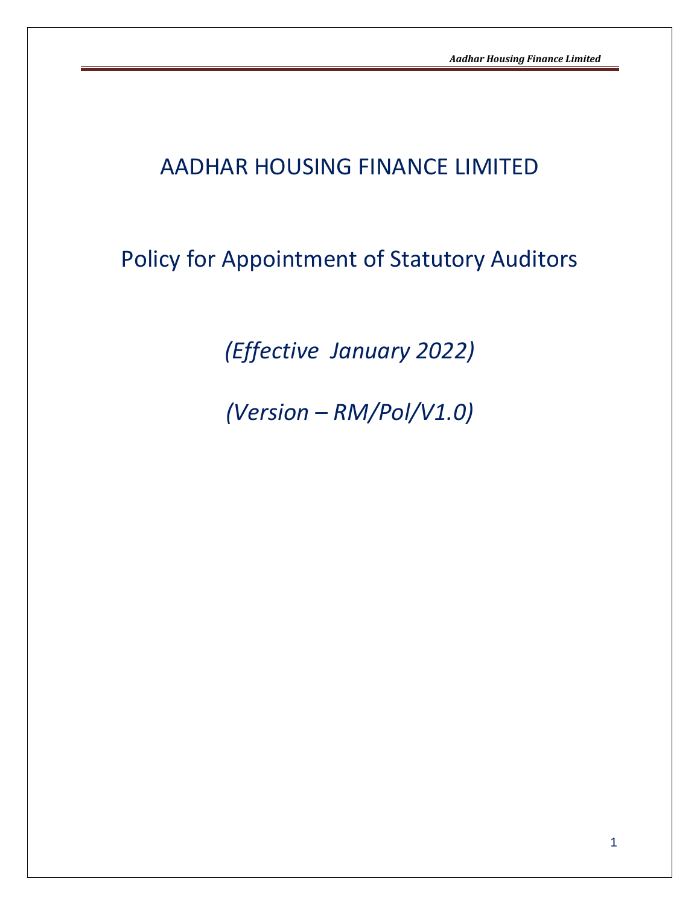# AADHAR HOUSING FINANCE LIMITED

## Policy for Appointment of Statutory Auditors

*(Effective January 2022)*

*(Version – RM/Pol/V1.0)*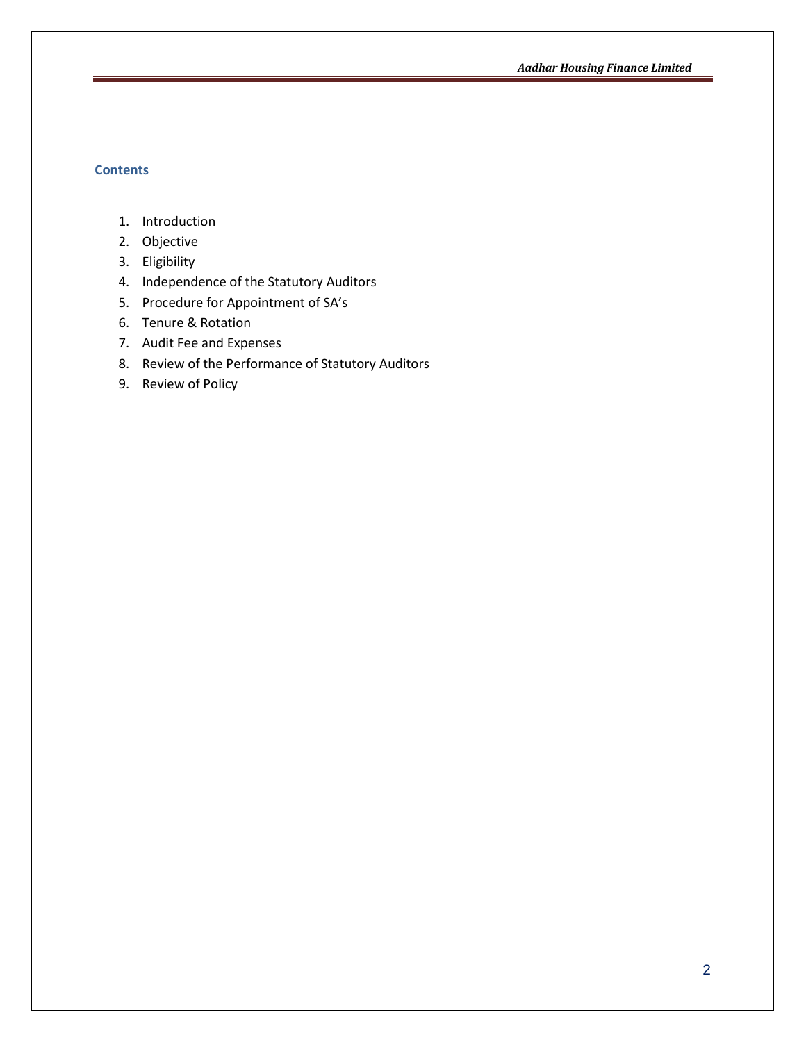## Contents

1. Introduction
2. Objective
3. Eligibility
4. Independence of the Statutory Auditors
5. Procedure for Appointment of SA's
6. Tenure & Rotation
7. Audit Fee and Expenses
8. Review of the Performance of Statutory Auditors
9. Review of Policy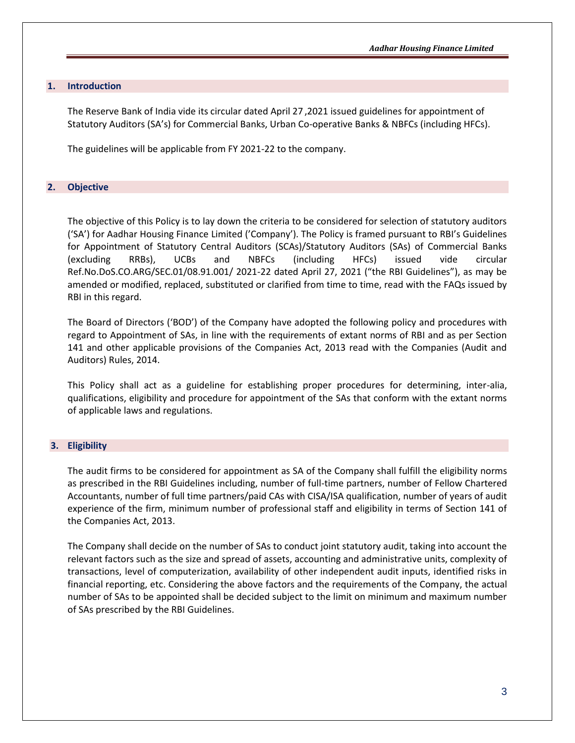## 1. Introduction

The Reserve Bank of India vide its circular dated April 27 ,2021 issued guidelines for appointment of Statutory Auditors (SA's) for Commercial Banks, Urban Co-operative Banks & NBFCs (including HFCs).

The guidelines will be applicable from FY 2021-22 to the company.

## 2. Objective

The objective of this Policy is to lay down the criteria to be considered for selection of statutory auditors ('SA') for Aadhar Housing Finance Limited ('Company'). The Policy is framed pursuant to RBI's Guidelines for Appointment of Statutory Central Auditors (SCAs)/Statutory Auditors (SAs) of Commercial Banks (excluding RRBs), UCBs and NBFCs (including HFCs) issued vide circular Ref.No.DoS.CO.ARG/SEC.01/08.91.001/ 2021-22 dated April 27, 2021 ("the RBI Guidelines"), as may be amended or modified, replaced, substituted or clarified from time to time, read with the FAQs issued by RBI in this regard.

The Board of Directors ('BOD') of the Company have adopted the following policy and procedures with regard to Appointment of SAs, in line with the requirements of extant norms of RBI and as per Section 141 and other applicable provisions of the Companies Act, 2013 read with the Companies (Audit and Auditors) Rules, 2014.

This Policy shall act as a guideline for establishing proper procedures for determining, inter-alia, qualifications, eligibility and procedure for appointment of the SAs that conform with the extant norms of applicable laws and regulations.

## 3. Eligibility

The audit firms to be considered for appointment as SA of the Company shall fulfill the eligibility norms as prescribed in the RBI Guidelines including, number of full-time partners, number of Fellow Chartered Accountants, number of full time partners/paid CAs with CISA/ISA qualification, number of years of audit experience of the firm, minimum number of professional staff and eligibility in terms of Section 141 of the Companies Act, 2013.

The Company shall decide on the number of SAs to conduct joint statutory audit, taking into account the relevant factors such as the size and spread of assets, accounting and administrative units, complexity of transactions, level of computerization, availability of other independent audit inputs, identified risks in financial reporting, etc. Considering the above factors and the requirements of the Company, the actual number of SAs to be appointed shall be decided subject to the limit on minimum and maximum number of SAs prescribed by the RBI Guidelines.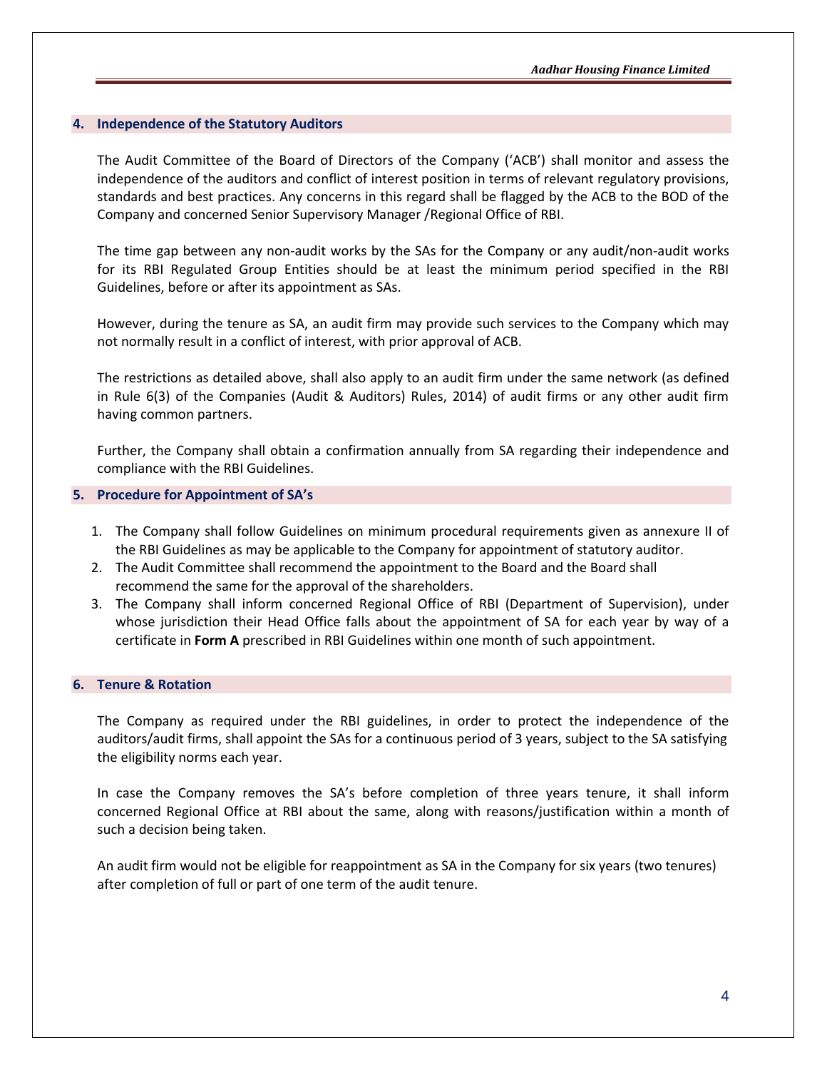## 4. Independence of the Statutory Auditors

The Audit Committee of the Board of Directors of the Company ('ACB') shall monitor and assess the independence of the auditors and conflict of interest position in terms of relevant regulatory provisions, standards and best practices. Any concerns in this regard shall be flagged by the ACB to the BOD of the Company and concerned Senior Supervisory Manager /Regional Office of RBI.

The time gap between any non-audit works by the SAs for the Company or any audit/non-audit works for its RBI Regulated Group Entities should be at least the minimum period specified in the RBI Guidelines, before or after its appointment as SAs.

However, during the tenure as SA, an audit firm may provide such services to the Company which may not normally result in a conflict of interest, with prior approval of ACB.

The restrictions as detailed above, shall also apply to an audit firm under the same network (as defined in Rule 6(3) of the Companies (Audit & Auditors) Rules, 2014) of audit firms or any other audit firm having common partners.

Further, the Company shall obtain a confirmation annually from SA regarding their independence and compliance with the RBI Guidelines.

## 5. Procedure for Appointment of SA's

1. The Company shall follow Guidelines on minimum procedural requirements given as annexure II of the RBI Guidelines as may be applicable to the Company for appointment of statutory auditor.
2. The Audit Committee shall recommend the appointment to the Board and the Board shall recommend the same for the approval of the shareholders.
3. The Company shall inform concerned Regional Office of RBI (Department of Supervision), under whose jurisdiction their Head Office falls about the appointment of SA for each year by way of a certificate in **Form A** prescribed in RBI Guidelines within one month of such appointment.

## 6. Tenure & Rotation

The Company as required under the RBI guidelines, in order to protect the independence of the auditors/audit firms, shall appoint the SAs for a continuous period of 3 years, subject to the SA satisfying the eligibility norms each year.

In case the Company removes the SA's before completion of three years tenure, it shall inform concerned Regional Office at RBI about the same, along with reasons/justification within a month of such a decision being taken.

An audit firm would not be eligible for reappointment as SA in the Company for six years (two tenures) after completion of full or part of one term of the audit tenure.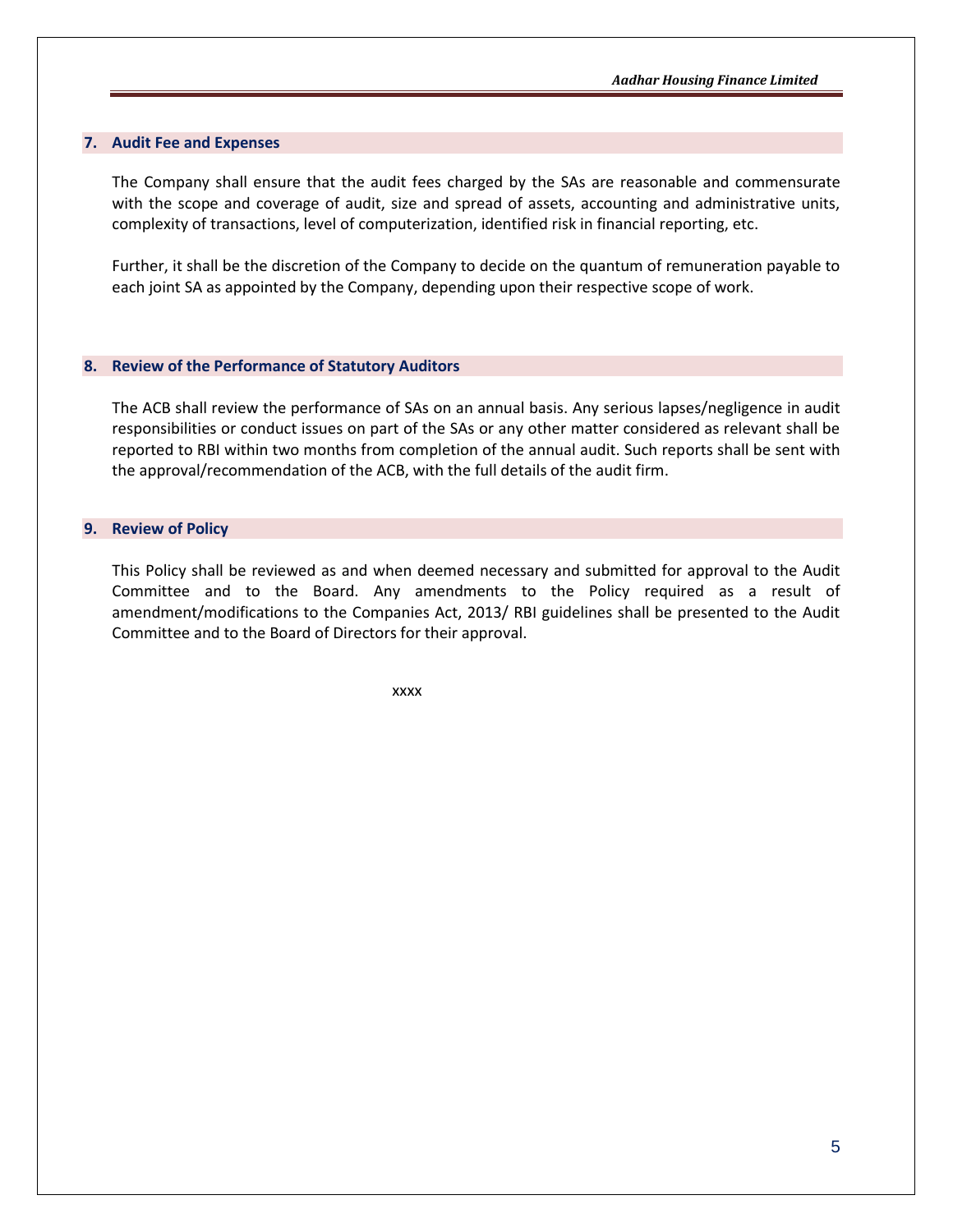## 7. Audit Fee and Expenses

The Company shall ensure that the audit fees charged by the SAs are reasonable and commensurate with the scope and coverage of audit, size and spread of assets, accounting and administrative units, complexity of transactions, level of computerization, identified risk in financial reporting, etc.

Further, it shall be the discretion of the Company to decide on the quantum of remuneration payable to each joint SA as appointed by the Company, depending upon their respective scope of work.

## 8. Review of the Performance of Statutory Auditors

The ACB shall review the performance of SAs on an annual basis. Any serious lapses/negligence in audit responsibilities or conduct issues on part of the SAs or any other matter considered as relevant shall be reported to RBI within two months from completion of the annual audit. Such reports shall be sent with the approval/recommendation of the ACB, with the full details of the audit firm.

## 9. Review of Policy

This Policy shall be reviewed as and when deemed necessary and submitted for approval to the Audit Committee and to the Board. Any amendments to the Policy required as a result of amendment/modifications to the Companies Act, 2013/ RBI guidelines shall be presented to the Audit Committee and to the Board of Directors for their approval.

xxxx